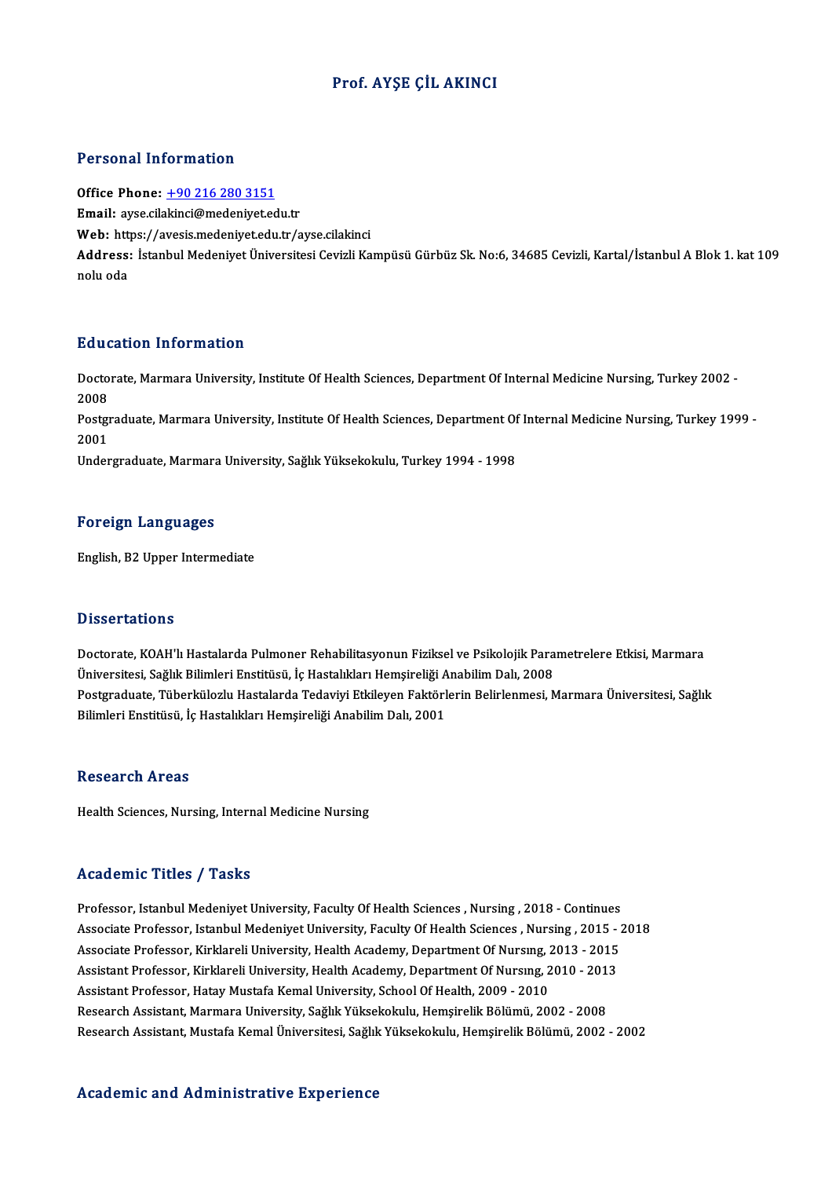# Prof. AYŞE ÇİL AKINCI

## Personal Information

**Office Phone:** [+90 216 280 3151](tel:+902162803151)
**Email:** ayse.cilakinci@medeniyet.edu.tr
**Web:** https://avesis.medeniyet.edu.tr/ayse.cilakinci
**Address:** İstanbul Medeniyet Üniversitesi Cevizli Kampüsü Gürbüz Sk. No:6, 34685 Cevizli, Kartal/İstanbul A Blok 1. kat 109 nolu oda

## Education Information

Doctorate, Marmara University, Institute Of Health Sciences, Department Of Internal Medicine Nursing, Turkey 2002 - 2008
Postgraduate, Marmara University, Institute Of Health Sciences, Department Of Internal Medicine Nursing, Turkey 1999 - 2001
Undergraduate, Marmara University, Sağlık Yüksekokulu, Turkey 1994 - 1998

## Foreign Languages

English, B2 Upper Intermediate

## Dissertations

Doctorate, KOAH'lı Hastalarda Pulmoner Rehabilitasyonun Fiziksel ve Psikolojik Parametrelere Etkisi, Marmara Üniversitesi, Sağlık Bilimleri Enstitüsü, İç Hastalıkları Hemşireliği Anabilim Dalı, 2008
Postgraduate, Tüberkülozlu Hastalarda Tedaviyi Etkileyen Faktörlerin Belirlenmesi, Marmara Üniversitesi, Sağlık Bilimleri Enstitüsü, İç Hastalıkları Hemşireliği Anabilim Dalı, 2001

## Research Areas

Health Sciences, Nursing, Internal Medicine Nursing

## Academic Titles / Tasks

Professor, Istanbul Medeniyet University, Faculty Of Health Sciences , Nursing , 2018 - Continues
Associate Professor, Istanbul Medeniyet University, Faculty Of Health Sciences , Nursing , 2015 - 2018
Associate Professor, Kirklareli University, Health Academy, Department Of Nursıng, 2013 - 2015
Assistant Professor, Kirklareli University, Health Academy, Department Of Nursıng, 2010 - 2013
Assistant Professor, Hatay Mustafa Kemal University, School Of Health, 2009 - 2010
Research Assistant, Marmara University, Sağlık Yüksekokulu, Hemşirelik Bölümü, 2002 - 2008
Research Assistant, Mustafa Kemal Üniversitesi, Sağlık Yüksekokulu, Hemşirelik Bölümü, 2002 - 2002

## Academic and Administrative Experience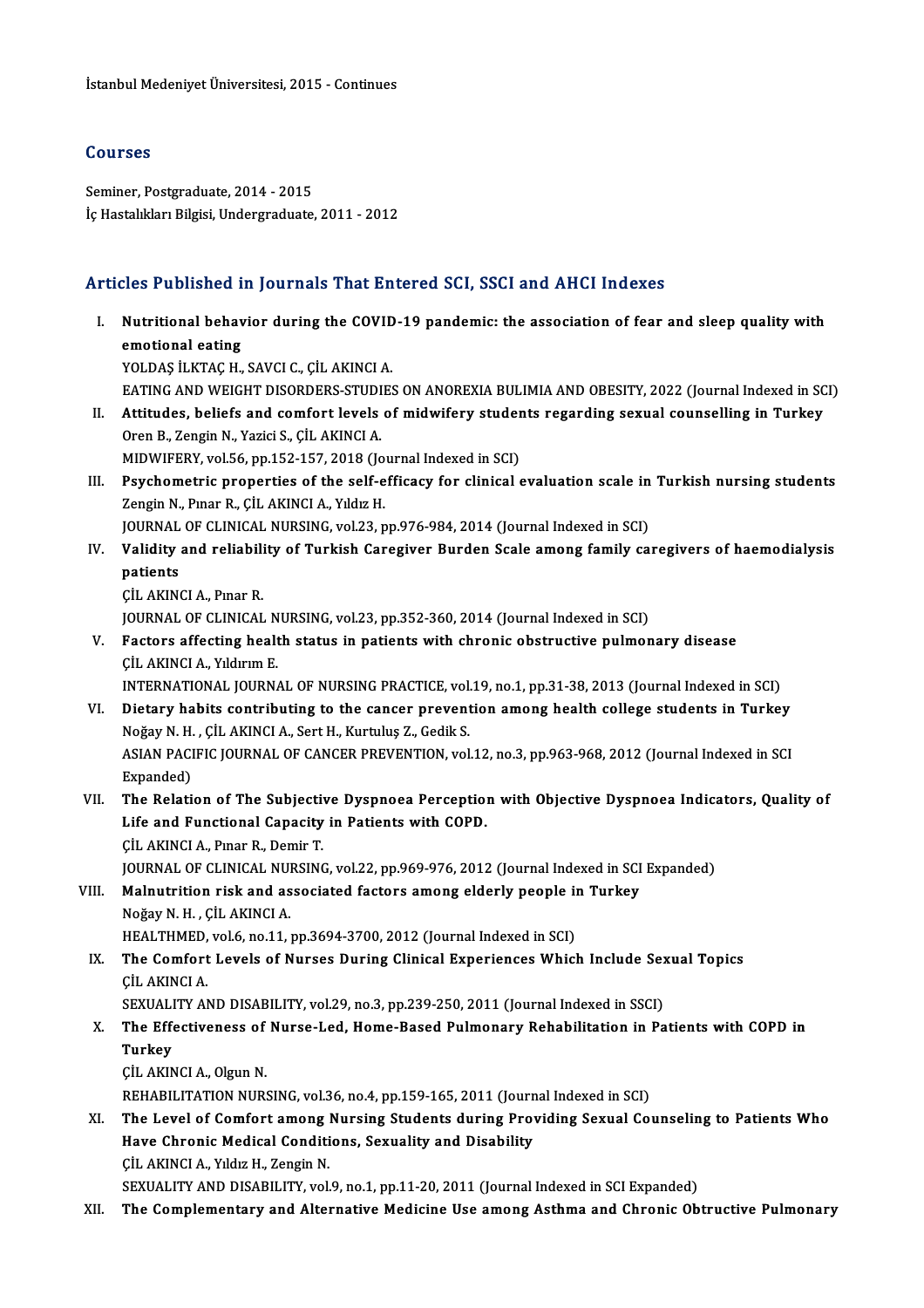İstanbul Medeniyet Üniversitesi, 2015 - Continues

## Courses

Seminer, Postgraduate, 2014 - 2015
İç Hastalıkları Bilgisi, Undergraduate, 2011 - 2012

## Articles Published in Journals That Entered SCI, SSCI and AHCI Indexes

I. **Nutritional behavior during the COVID-19 pandemic: the association of fear and sleep quality with emotional eating**
YOLDAŞ İLKTAÇ H., SAVCI C., ÇİL AKINCI A.
EATING AND WEIGHT DISORDERS-STUDIES ON ANOREXIA BULIMIA AND OBESITY, 2022 (Journal Indexed in SCI)

II. **Attitudes, beliefs and comfort levels of midwifery students regarding sexual counselling in Turkey**
Oren B., Zengin N., Yazici S., ÇİL AKINCI A.
MIDWIFERY, vol.56, pp.152-157, 2018 (Journal Indexed in SCI)

III. **Psychometric properties of the self-efficacy for clinical evaluation scale in Turkish nursing students**
Zengin N., Pınar R., ÇİL AKINCI A., Yıldız H.
JOURNAL OF CLINICAL NURSING, vol.23, pp.976-984, 2014 (Journal Indexed in SCI)

IV. **Validity and reliability of Turkish Caregiver Burden Scale among family caregivers of haemodialysis patients**
ÇİL AKINCI A., Pınar R.
JOURNAL OF CLINICAL NURSING, vol.23, pp.352-360, 2014 (Journal Indexed in SCI)

V. **Factors affecting health status in patients with chronic obstructive pulmonary disease**
ÇİL AKINCI A., Yıldırım E.
INTERNATIONAL JOURNAL OF NURSING PRACTICE, vol.19, no.1, pp.31-38, 2013 (Journal Indexed in SCI)

VI. **Dietary habits contributing to the cancer prevention among health college students in Turkey**
Noğay N. H. , ÇİL AKINCI A., Sert H., Kurtuluş Z., Gedik S.
ASIAN PACIFIC JOURNAL OF CANCER PREVENTION, vol.12, no.3, pp.963-968, 2012 (Journal Indexed in SCI Expanded)

VII. **The Relation of The Subjective Dyspnoea Perception with Objective Dyspnoea Indicators, Quality of Life and Functional Capacity in Patients with COPD.**
ÇİL AKINCI A., Pınar R., Demir T.
JOURNAL OF CLINICAL NURSING, vol.22, pp.969-976, 2012 (Journal Indexed in SCI Expanded)

VIII. **Malnutrition risk and associated factors among elderly people in Turkey**
Noğay N. H. , ÇİL AKINCI A.
HEALTHMED, vol.6, no.11, pp.3694-3700, 2012 (Journal Indexed in SCI)

IX. **The Comfort Levels of Nurses During Clinical Experiences Which Include Sexual Topics**
ÇİL AKINCI A.
SEXUALITY AND DISABILITY, vol.29, no.3, pp.239-250, 2011 (Journal Indexed in SSCI)

X. **The Effectiveness of Nurse-Led, Home-Based Pulmonary Rehabilitation in Patients with COPD in Turkey**
ÇİL AKINCI A., Olgun N.
REHABILITATION NURSING, vol.36, no.4, pp.159-165, 2011 (Journal Indexed in SCI)

XI. **The Level of Comfort among Nursing Students during Providing Sexual Counseling to Patients Who Have Chronic Medical Conditions, Sexuality and Disability**
ÇİL AKINCI A., Yıldız H., Zengin N.
SEXUALITY AND DISABILITY, vol.9, no.1, pp.11-20, 2011 (Journal Indexed in SCI Expanded)

XII. **The Complementary and Alternative Medicine Use among Asthma and Chronic Obtructive Pulmonary**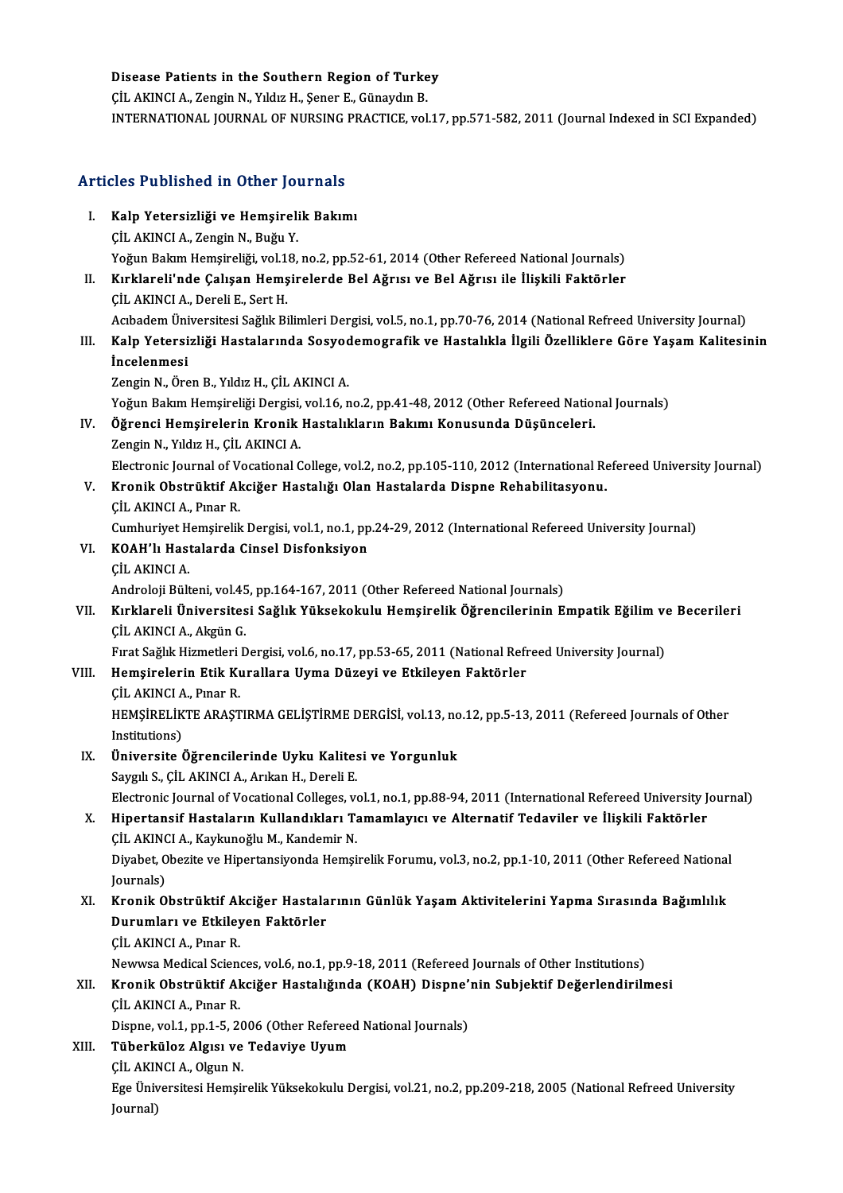Disease Patients in the Southern Region of Turkey
ÇİL AKINCI A., Zengin N., Yıldız H., Şener E., Günaydın B.
INTERNATIONAL JOURNAL OF NURSING PRACTICE, vol.17, pp.571-582, 2011 (Journal Indexed in SCI Expanded)

## Articles Published in Other Journals

I. **Kalp Yetersizliği ve Hemşirelik Bakımı**
ÇİL AKINCI A., Zengin N., Buğu Y.
Yoğun Bakım Hemşireliği, vol.18, no.2, pp.52-61, 2014 (Other Refereed National Journals)

II. **Kırklareli'nde Çalışan Hemşirelerde Bel Ağrısı ve Bel Ağrısı ile İlişkili Faktörler**
ÇİL AKINCI A., Dereli E., Sert H.
Acıbadem Üniversitesi Sağlık Bilimleri Dergisi, vol.5, no.1, pp.70-76, 2014 (National Refreed University Journal)

III. **Kalp Yetersizliği Hastalarında Sosyodemografik ve Hastalıkla İlgili Özelliklere Göre Yaşam Kalitesinin İncelenmesi**
Zengin N., Ören B., Yıldız H., ÇİL AKINCI A.
Yoğun Bakım Hemşireliği Dergisi, vol.16, no.2, pp.41-48, 2012 (Other Refereed National Journals)

IV. **Öğrenci Hemşirelerin Kronik Hastalıkların Bakımı Konusunda Düşünceleri.**
Zengin N., Yıldız H., ÇİL AKINCI A.
Electronic Journal of Vocational College, vol.2, no.2, pp.105-110, 2012 (International Refereed University Journal)

V. **Kronik Obstrüktif Akciğer Hastalığı Olan Hastalarda Dispne Rehabilitasyonu.**
ÇİL AKINCI A., Pınar R.
Cumhuriyet Hemşirelik Dergisi, vol.1, no.1, pp.24-29, 2012 (International Refereed University Journal)

VI. **KOAH'lı Hastalarda Cinsel Disfonksiyon**
ÇİL AKINCI A.
Androloji Bülteni, vol.45, pp.164-167, 2011 (Other Refereed National Journals)

VII. **Kırklareli Üniversitesi Sağlık Yüksekokulu Hemşirelik Öğrencilerinin Empatik Eğilim ve Becerileri**
ÇİL AKINCI A., Akgün G.
Fırat Sağlık Hizmetleri Dergisi, vol.6, no.17, pp.53-65, 2011 (National Refreed University Journal)

VIII. **Hemşirelerin Etik Kurallara Uyma Düzeyi ve Etkileyen Faktörler**
ÇİL AKINCI A., Pınar R.
HEMŞİRELİKTE ARAŞTIRMA GELİŞTİRME DERGİSİ, vol.13, no.12, pp.5-13, 2011 (Refereed Journals of Other Institutions)

IX. **Üniversite Öğrencilerinde Uyku Kalitesi ve Yorgunluk**
Saygılı S., ÇİL AKINCI A., Arıkan H., Dereli E.
Electronic Journal of Vocational Colleges, vol.1, no.1, pp.88-94, 2011 (International Refereed University Journal)

X. **Hipertansif Hastaların Kullandıkları Tamamlayıcı ve Alternatif Tedaviler ve İlişkili Faktörler**
ÇİL AKINCI A., Kaykunoğlu M., Kandemir N.
Diyabet, Obezite ve Hipertansiyonda Hemşirelik Forumu, vol.3, no.2, pp.1-10, 2011 (Other Refereed National Journals)

XI. **Kronik Obstrüktif Akciğer Hastalarının Günlük Yaşam Aktivitelerini Yapma Sırasında Bağımlılık Durumları ve Etkileyen Faktörler**
ÇİL AKINCI A., Pınar R.
Newwsa Medical Sciences, vol.6, no.1, pp.9-18, 2011 (Refereed Journals of Other Institutions)

XII. **Kronik Obstrüktif Akciğer Hastalığında (KOAH) Dispne'nin Subjektif Değerlendirilmesi**
ÇİL AKINCI A., Pınar R.
Dispne, vol.1, pp.1-5, 2006 (Other Refereed National Journals)

XIII. **Tüberküloz Algısı ve Tedaviye Uyum**
ÇİL AKINCI A., Olgun N.
Ege Üniversitesi Hemşirelik Yüksekokulu Dergisi, vol.21, no.2, pp.209-218, 2005 (National Refreed University Journal)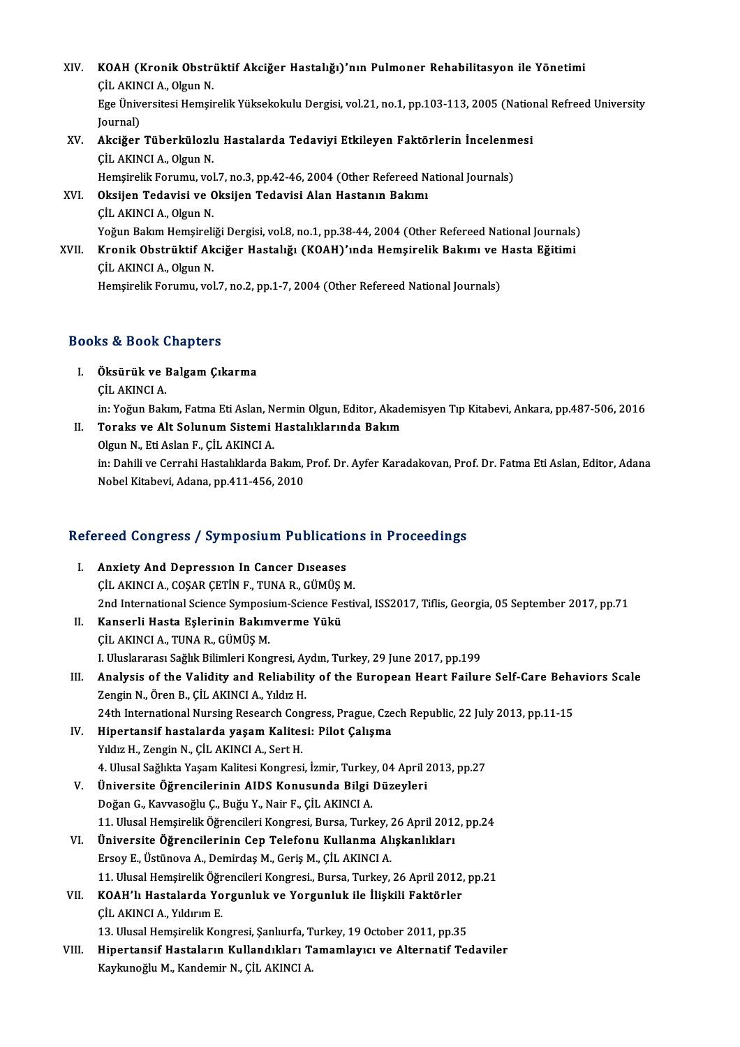XIV. **KOAH (Kronik Obstrüktif Akciğer Hastalığı)'nın Pulmoner Rehabilitasyon ile Yönetimi**
ÇİL AKINCI A., Olgun N.
Ege Üniversitesi Hemşirelik Yüksekokulu Dergisi, vol.21, no.1, pp.103-113, 2005 (National Refreed University Journal)

XV. **Akciğer Tüberkülozlu Hastalarda Tedaviyi Etkileyen Faktörlerin İncelenmesi**
ÇİL AKINCI A., Olgun N.
Hemşirelik Forumu, vol.7, no.3, pp.42-46, 2004 (Other Refereed National Journals)

XVI. **Oksijen Tedavisi ve Oksijen Tedavisi Alan Hastanın Bakımı**
ÇİL AKINCI A., Olgun N.
Yoğun Bakım Hemşireliği Dergisi, vol.8, no.1, pp.38-44, 2004 (Other Refereed National Journals)

XVII. **Kronik Obstrüktif Akciğer Hastalığı (KOAH)'ında Hemşirelik Bakımı ve Hasta Eğitimi**
ÇİL AKINCI A., Olgun N.
Hemşirelik Forumu, vol.7, no.2, pp.1-7, 2004 (Other Refereed National Journals)

## Books & Book Chapters

I. **Öksürük ve Balgam Çıkarma**
ÇİL AKINCI A.
in: Yoğun Bakım, Fatma Eti Aslan, Nermin Olgun, Editor, Akademisyen Tıp Kitabevi, Ankara, pp.487-506, 2016

II. **Toraks ve Alt Solunum Sistemi Hastalıklarında Bakım**
Olgun N., Eti Aslan F., ÇİL AKINCI A.
in: Dahili ve Cerrahi Hastalıklarda Bakım, Prof. Dr. Ayfer Karadakovan, Prof. Dr. Fatma Eti Aslan, Editor, Adana Nobel Kitabevi, Adana, pp.411-456, 2010

## Refereed Congress / Symposium Publications in Proceedings

I. **Anxiety And Depressıon In Cancer Dıseases**
ÇİL AKINCI A., COŞAR ÇETİN F., TUNA R., GÜMÜŞ M.
2nd International Science Symposium-Science Festival, ISS2017, Tiflis, Georgia, 05 September 2017, pp.71

II. **Kanserli Hasta Eşlerinin Bakımverme Yükü**
ÇİL AKINCI A., TUNA R., GÜMÜŞ M.
I. Uluslararası Sağlık Bilimleri Kongresi, Aydın, Turkey, 29 June 2017, pp.199

III. **Analysis of the Validity and Reliability of the European Heart Failure Self-Care Behaviors Scale**
Zengin N., Ören B., ÇİL AKINCI A., Yıldız H.
24th International Nursing Research Congress, Prague, Czech Republic, 22 July 2013, pp.11-15

IV. **Hipertansif hastalarda yaşam Kalitesi: Pilot Çalışma**
Yıldız H., Zengin N., ÇİL AKINCI A., Sert H.
4. Ulusal Sağlıkta Yaşam Kalitesi Kongresi, İzmir, Turkey, 04 April 2013, pp.27

V. **Üniversite Öğrencilerinin AIDS Konusunda Bilgi Düzeyleri**
Doğan G., Kavvasoğlu Ç., Buğu Y., Nair F., ÇİL AKINCI A.
11. Ulusal Hemşirelik Öğrencileri Kongresi, Bursa, Turkey, 26 April 2012, pp.24

VI. **Üniversite Öğrencilerinin Cep Telefonu Kullanma Alışkanlıkları**
Ersoy E., Üstünova A., Demirdaş M., Geriş M., ÇİL AKINCI A.
11. Ulusal Hemşirelik Öğrencileri Kongresi., Bursa, Turkey, 26 April 2012, pp.21

VII. **KOAH'lı Hastalarda Yorgunluk ve Yorgunluk ile İlişkili Faktörler**
ÇİL AKINCI A., Yıldırım E.
13. Ulusal Hemşirelik Kongresi, Şanlıurfa, Turkey, 19 October 2011, pp.35

VIII. **Hipertansif Hastaların Kullandıkları Tamamlayıcı ve Alternatif Tedaviler**
Kaykunoğlu M., Kandemir N., ÇİL AKINCI A.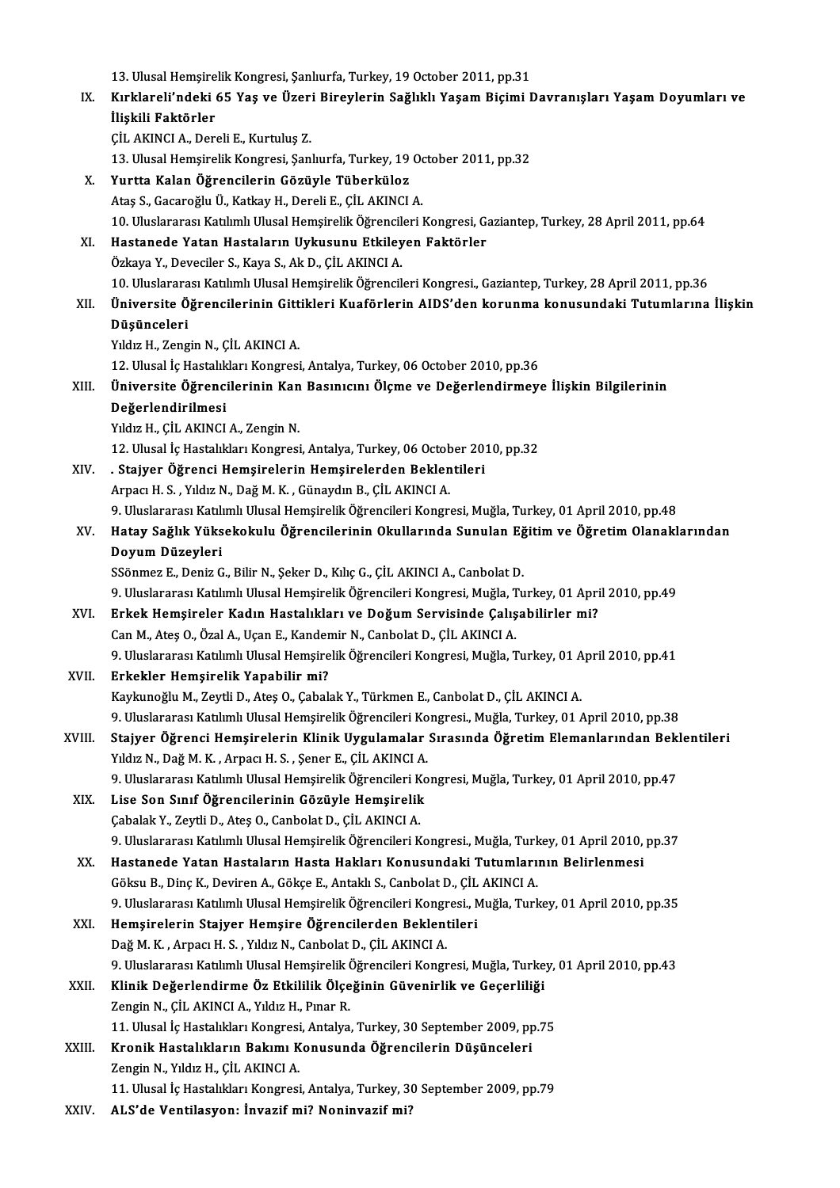13. Ulusal Hemşirelik Kongresi, Şanlıurfa, Turkey, 19 October 2011, pp.31

IX. **Kırklareli'ndeki 65 Yaş ve Üzeri Bireylerin Sağlıklı Yaşam Biçimi Davranışları Yaşam Doyumları ve İlişkili Faktörler**
ÇİL AKINCI A., Dereli E., Kurtuluş Z.
13. Ulusal Hemşirelik Kongresi, Şanlıurfa, Turkey, 19 October 2011, pp.32

X. **Yurtta Kalan Öğrencilerin Gözüyle Tüberküloz**
Ataş S., Gacaroğlu Ü., Katkay H., Dereli E., ÇİL AKINCI A.
10. Uluslararası Katılımlı Ulusal Hemşirelik Öğrencileri Kongresi, Gaziantep, Turkey, 28 April 2011, pp.64

XI. **Hastanede Yatan Hastaların Uykusunu Etkileyen Faktörler**
Özkaya Y., Deveciler S., Kaya S., Ak D., ÇİL AKINCI A.
10. Uluslararası Katılımlı Ulusal Hemşirelik Öğrencileri Kongresi., Gaziantep, Turkey, 28 April 2011, pp.36

XII. **Üniversite Öğrencilerinin Gittikleri Kuaförlerin AIDS'den korunma konusundaki Tutumlarına İlişkin Düşünceleri**
Yıldız H., Zengin N., ÇİL AKINCI A.
12. Ulusal İç Hastalıkları Kongresi, Antalya, Turkey, 06 October 2010, pp.36

XIII. **Üniversite Öğrencilerinin Kan Basıncını Ölçme ve Değerlendirmeye İlişkin Bilgilerinin Değerlendirilmesi**
Yıldız H., ÇİL AKINCI A., Zengin N.
12. Ulusal İç Hastalıkları Kongresi, Antalya, Turkey, 06 October 2010, pp.32

XIV. **. Stajyer Öğrenci Hemşirelerin Hemşirelerden Beklentileri**
Arpacı H. S. , Yıldız N., Dağ M. K. , Günaydın B., ÇİL AKINCI A.
9. Uluslararası Katılımlı Ulusal Hemşirelik Öğrencileri Kongresi, Muğla, Turkey, 01 April 2010, pp.48

XV. **Hatay Sağlık Yüksekokulu Öğrencilerinin Okullarında Sunulan Eğitim ve Öğretim Olanaklarından Doyum Düzeyleri**
SSönmez E., Deniz G., Bilir N., Şeker D., Kılıç G., ÇİL AKINCI A., Canbolat D.
9. Uluslararası Katılımlı Ulusal Hemşirelik Öğrencileri Kongresi, Muğla, Turkey, 01 April 2010, pp.49

XVI. **Erkek Hemşireler Kadın Hastalıkları ve Doğum Servisinde Çalışabilirler mi?**
Can M., Ateş O., Özal A., Uçan E., Kandemir N., Canbolat D., ÇİL AKINCI A.
9. Uluslararası Katılımlı Ulusal Hemşirelik Öğrencileri Kongresi, Muğla, Turkey, 01 April 2010, pp.41

XVII. **Erkekler Hemşirelik Yapabilir mi?**
Kaykunoğlu M., Zeytli D., Ateş O., Çabalak Y., Türkmen E., Canbolat D., ÇİL AKINCI A.
9. Uluslararası Katılımlı Ulusal Hemşirelik Öğrencileri Kongresi., Muğla, Turkey, 01 April 2010, pp.38

XVIII. **Stajyer Öğrenci Hemşirelerin Klinik Uygulamalar Sırasında Öğretim Elemanlarından Beklentileri**
Yıldız N., Dağ M. K. , Arpacı H. S. , Şener E., ÇİL AKINCI A.
9. Uluslararası Katılımlı Ulusal Hemşirelik Öğrencileri Kongresi, Muğla, Turkey, 01 April 2010, pp.47

XIX. **Lise Son Sınıf Öğrencilerinin Gözüyle Hemşirelik**
Çabalak Y., Zeytli D., Ateş O., Canbolat D., ÇİL AKINCI A.
9. Uluslararası Katılımlı Ulusal Hemşirelik Öğrencileri Kongresi., Muğla, Turkey, 01 April 2010, pp.37

XX. **Hastanede Yatan Hastaların Hasta Hakları Konusundaki Tutumlarının Belirlenmesi**
Göksu B., Dinç K., Deviren A., Gökçe E., Antaklı S., Canbolat D., ÇİL AKINCI A.
9. Uluslararası Katılımlı Ulusal Hemşirelik Öğrencileri Kongresi., Muğla, Turkey, 01 April 2010, pp.35

XXI. **Hemşirelerin Stajyer Hemşire Öğrencilerden Beklentileri**
Dağ M. K. , Arpacı H. S. , Yıldız N., Canbolat D., ÇİL AKINCI A.
9. Uluslararası Katılımlı Ulusal Hemşirelik Öğrencileri Kongresi, Muğla, Turkey, 01 April 2010, pp.43

XXII. **Klinik Değerlendirme Öz Etkililik Ölçeğinin Güvenirlik ve Geçerliliği**
Zengin N., ÇİL AKINCI A., Yıldız H., Pınar R.
11. Ulusal İç Hastalıkları Kongresi, Antalya, Turkey, 30 September 2009, pp.75

XXIII. **Kronik Hastalıkların Bakımı Konusunda Öğrencilerin Düşünceleri**
Zengin N., Yıldız H., ÇİL AKINCI A.
11. Ulusal İç Hastalıkları Kongresi, Antalya, Turkey, 30 September 2009, pp.79

XXIV. **ALS'de Ventilasyon: İnvazif mi? Noninvazif mi?**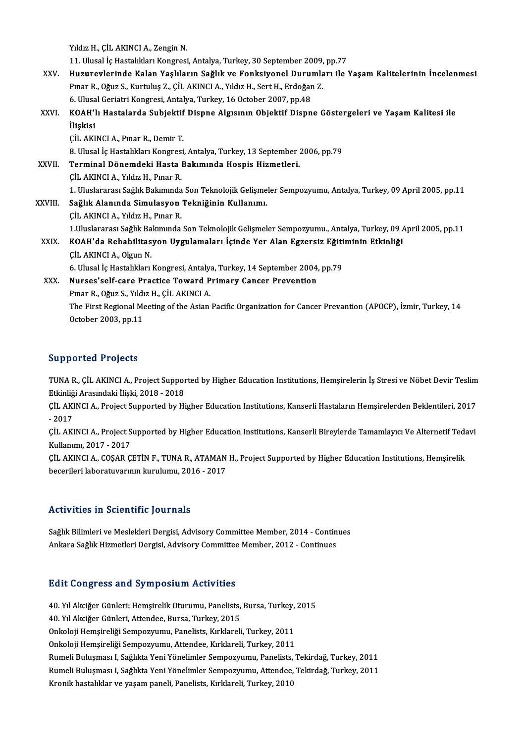Yıldız H., ÇİL AKINCI A., Zengin N.
11. Ulusal İç Hastalıkları Kongresi, Antalya, Turkey, 30 September 2009, pp.77

XXV. **Huzurevlerinde Kalan Yaşlıların Sağlık ve Fonksiyonel Durumları ile Yaşam Kalitelerinin İncelenmesi**
Pınar R., Oğuz S., Kurtuluş Z., ÇİL AKINCI A., Yıldız H., Sert H., Erdoğan Z.
6. Ulusal Geriatri Kongresi, Antalya, Turkey, 16 October 2007, pp.48

XXVI. **KOAH'lı Hastalarda Subjektif Dispne Algısının Objektif Dispne Göstergeleri ve Yaşam Kalitesi ile İlişkisi**
ÇİL AKINCI A., Pınar R., Demir T.
8. Ulusal İç Hastalıkları Kongresi, Antalya, Turkey, 13 September 2006, pp.79

XXVII. **Terminal Dönemdeki Hasta Bakımında Hospis Hizmetleri.**
ÇİL AKINCI A., Yıldız H., Pınar R.
1. Uluslararası Sağlık Bakımında Son Teknolojik Gelişmeler Sempozyumu, Antalya, Turkey, 09 April 2005, pp.11

XXVIII. **Sağlık Alanında Simulasyon Tekniğinin Kullanımı.**
ÇİL AKINCI A., Yıldız H., Pınar R.
1.Uluslararası Sağlık Bakımında Son Teknolojik Gelişmeler Sempozyumu., Antalya, Turkey, 09 April 2005, pp.11

XXIX. **KOAH'da Rehabilitasyon Uygulamaları İçinde Yer Alan Egzersiz Eğitiminin Etkinliği**
ÇİL AKINCI A., Olgun N.
6. Ulusal İç Hastalıkları Kongresi, Antalya, Turkey, 14 September 2004, pp.79

XXX. **Nurses'self-care Practice Toward Primary Cancer Prevention**
Pınar R., Oğuz S., Yıldız H., ÇİL AKINCI A.
The First Regional Meeting of the Asian Pacific Organization for Cancer Prevantion (APOCP), İzmir, Turkey, 14 October 2003, pp.11

## Supported Projects

TUNA R., ÇİL AKINCI A., Project Supported by Higher Education Institutions, Hemşirelerin İş Stresi ve Nöbet Devir Teslim Etkinliği Arasındaki İlişki, 2018 - 2018

ÇİL AKINCI A., Project Supported by Higher Education Institutions, Kanserli Hastaların Hemşirelerden Beklentileri, 2017 - 2017

ÇİL AKINCI A., Project Supported by Higher Education Institutions, Kanserli Bireylerde Tamamlayıcı Ve Alternetif Tedavi Kullanımı, 2017 - 2017

ÇİL AKINCI A., COŞAR ÇETİN F., TUNA R., ATAMAN H., Project Supported by Higher Education Institutions, Hemşirelik becerileri laboratuvarının kurulumu, 2016 - 2017

## Activities in Scientific Journals

Sağlık Bilimleri ve Meslekleri Dergisi, Advisory Committee Member, 2014 - Continues
Ankara Sağlık Hizmetleri Dergisi, Advisory Committee Member, 2012 - Continues

## Edit Congress and Symposium Activities

40. Yıl Akciğer Günleri: Hemşirelik Oturumu, Panelists, Bursa, Turkey, 2015
40. Yıl Akciğer Günleri, Attendee, Bursa, Turkey, 2015
Onkoloji Hemşireliği Sempozyumu, Panelists, Kırklareli, Turkey, 2011
Onkoloji Hemşireliği Sempozyumu, Attendee, Kırklareli, Turkey, 2011
Rumeli Buluşması I, Sağlıkta Yeni Yönelimler Sempozyumu, Panelists, Tekirdağ, Turkey, 2011
Rumeli Buluşması I, Sağlıkta Yeni Yönelimler Sempozyumu, Attendee, Tekirdağ, Turkey, 2011
Kronik hastalıklar ve yaşam paneli, Panelists, Kırklareli, Turkey, 2010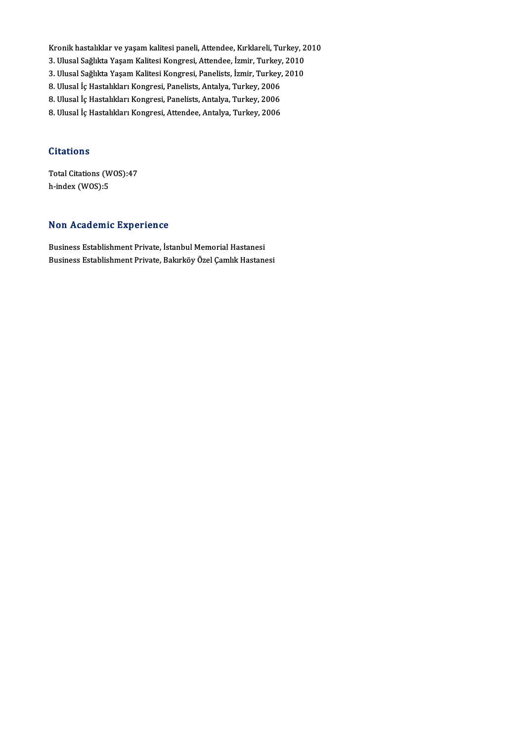Kronik hastalıklar ve yaşam kalitesi paneli, Attendee, Kırklareli, Turkey, 2010
3. Ulusal Sağlıkta Yaşam Kalitesi Kongresi, Attendee, İzmir, Turkey, 2010
3. Ulusal Sağlıkta Yaşam Kalitesi Kongresi, Panelists, İzmir, Turkey, 2010
8. Ulusal İç Hastalıkları Kongresi, Panelists, Antalya, Turkey, 2006
8. Ulusal İç Hastalıkları Kongresi, Panelists, Antalya, Turkey, 2006
8. Ulusal İç Hastalıkları Kongresi, Attendee, Antalya, Turkey, 2006

## Citations

Total Citations (WOS):47
h-index (WOS):5

## Non Academic Experience

Business Establishment Private, İstanbul Memorial Hastanesi
Business Establishment Private, Bakırköy Özel Çamlık Hastanesi